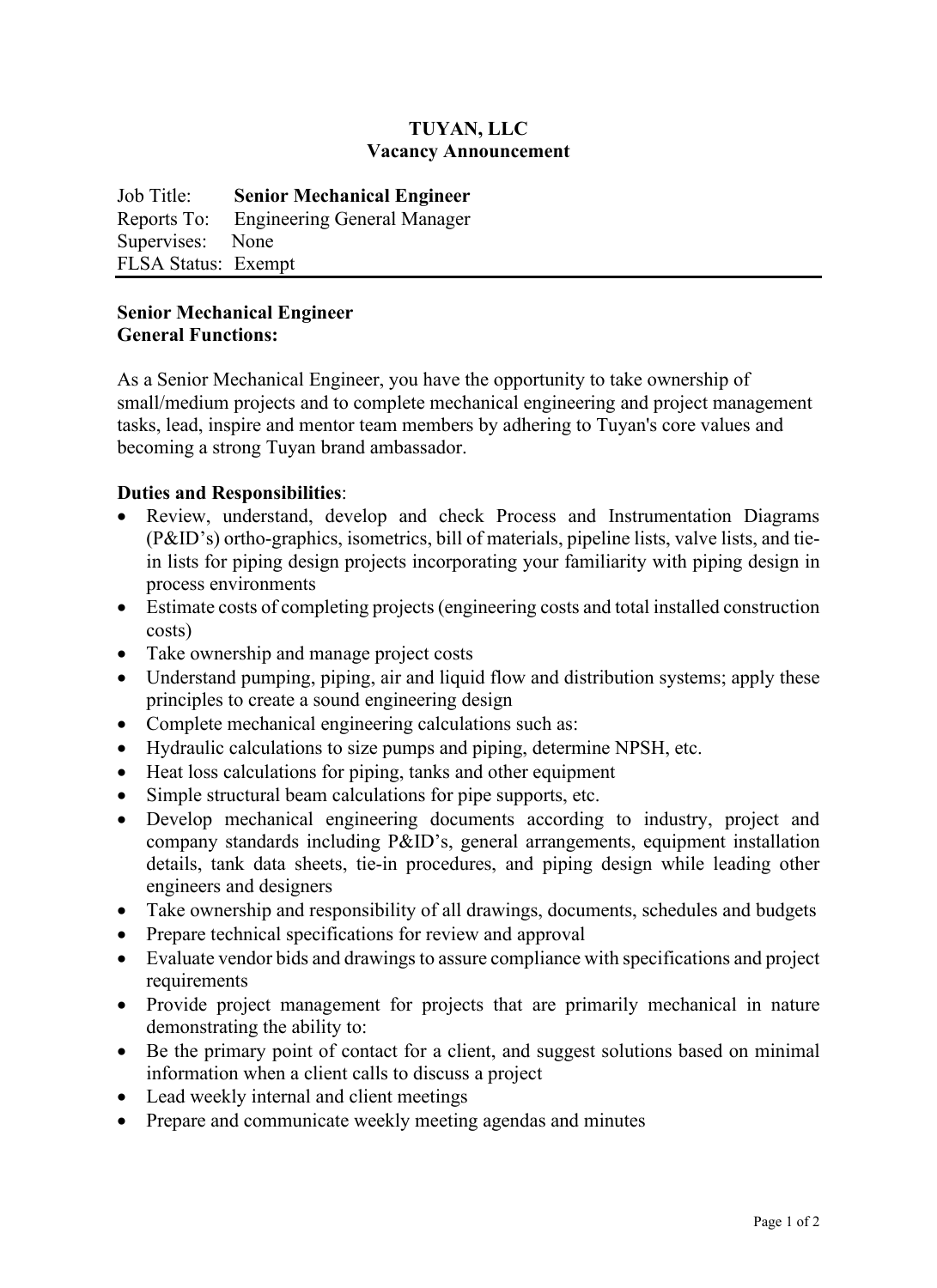**TUYAN, LLC**
**Vacancy Announcement**

Job Title: **Senior Mechanical Engineer**
Reports To: Engineering General Manager
Supervises: None
FLSA Status: Exempt

---

**Senior Mechanical Engineer**
**General Functions:**

As a Senior Mechanical Engineer, you have the opportunity to take ownership of small/medium projects and to complete mechanical engineering and project management tasks, lead, inspire and mentor team members by adhering to Tuyan's core values and becoming a strong Tuyan brand ambassador.

**Duties and Responsibilities**:

- Review, understand, develop and check Process and Instrumentation Diagrams (P&ID's) ortho-graphics, isometrics, bill of materials, pipeline lists, valve lists, and tie-in lists for piping design projects incorporating your familiarity with piping design in process environments
- Estimate costs of completing projects (engineering costs and total installed construction costs)
- Take ownership and manage project costs
- Understand pumping, piping, air and liquid flow and distribution systems; apply these principles to create a sound engineering design
- Complete mechanical engineering calculations such as:
- Hydraulic calculations to size pumps and piping, determine NPSH, etc.
- Heat loss calculations for piping, tanks and other equipment
- Simple structural beam calculations for pipe supports, etc.
- Develop mechanical engineering documents according to industry, project and company standards including P&ID's, general arrangements, equipment installation details, tank data sheets, tie-in procedures, and piping design while leading other engineers and designers
- Take ownership and responsibility of all drawings, documents, schedules and budgets
- Prepare technical specifications for review and approval
- Evaluate vendor bids and drawings to assure compliance with specifications and project requirements
- Provide project management for projects that are primarily mechanical in nature demonstrating the ability to:
- Be the primary point of contact for a client, and suggest solutions based on minimal information when a client calls to discuss a project
- Lead weekly internal and client meetings
- Prepare and communicate weekly meeting agendas and minutes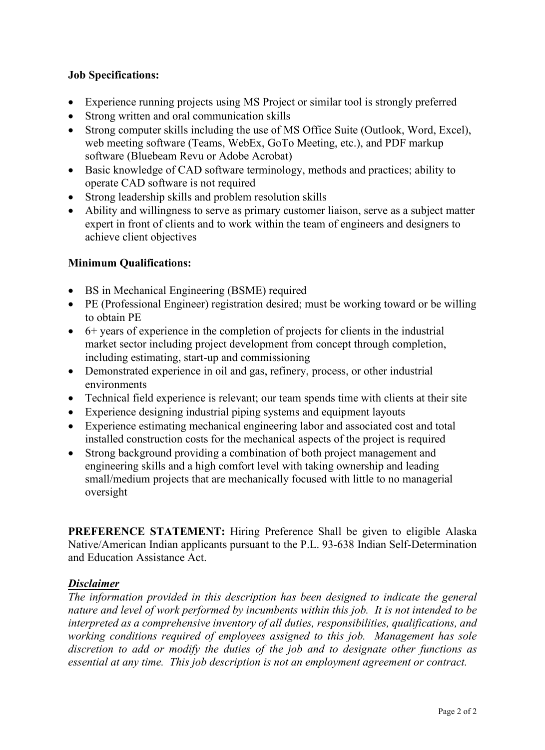**Job Specifications:**

- Experience running projects using MS Project or similar tool is strongly preferred
- Strong written and oral communication skills
- Strong computer skills including the use of MS Office Suite (Outlook, Word, Excel), web meeting software (Teams, WebEx, GoTo Meeting, etc.), and PDF markup software (Bluebeam Revu or Adobe Acrobat)
- Basic knowledge of CAD software terminology, methods and practices; ability to operate CAD software is not required
- Strong leadership skills and problem resolution skills
- Ability and willingness to serve as primary customer liaison, serve as a subject matter expert in front of clients and to work within the team of engineers and designers to achieve client objectives

**Minimum Qualifications:**

- BS in Mechanical Engineering (BSME) required
- PE (Professional Engineer) registration desired; must be working toward or be willing to obtain PE
- 6+ years of experience in the completion of projects for clients in the industrial market sector including project development from concept through completion, including estimating, start-up and commissioning
- Demonstrated experience in oil and gas, refinery, process, or other industrial environments
- Technical field experience is relevant; our team spends time with clients at their site
- Experience designing industrial piping systems and equipment layouts
- Experience estimating mechanical engineering labor and associated cost and total installed construction costs for the mechanical aspects of the project is required
- Strong background providing a combination of both project management and engineering skills and a high comfort level with taking ownership and leading small/medium projects that are mechanically focused with little to no managerial oversight

**PREFERENCE STATEMENT:** Hiring Preference Shall be given to eligible Alaska Native/American Indian applicants pursuant to the P.L. 93-638 Indian Self-Determination and Education Assistance Act.

***Disclaimer***

*The information provided in this description has been designed to indicate the general nature and level of work performed by incumbents within this job. It is not intended to be interpreted as a comprehensive inventory of all duties, responsibilities, qualifications, and working conditions required of employees assigned to this job. Management has sole discretion to add or modify the duties of the job and to designate other functions as essential at any time. This job description is not an employment agreement or contract.*